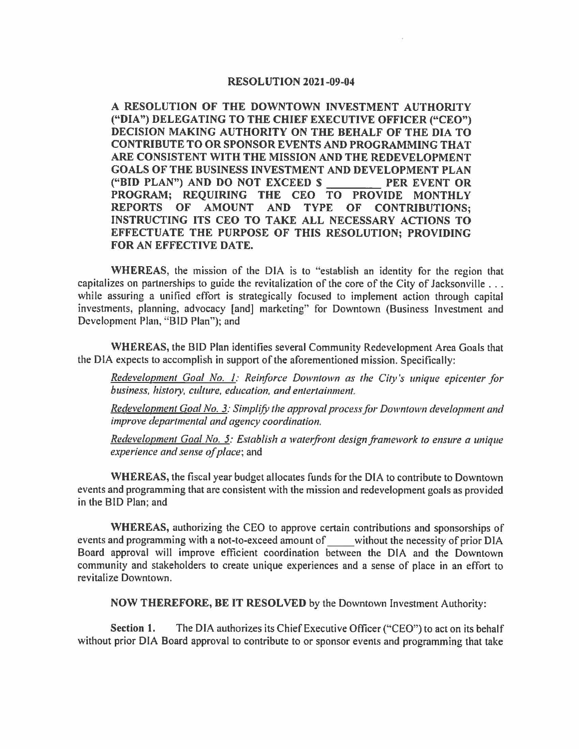# RESOLUTION 2021-09-04

**A RESOLUTION OF THE DOWNTOWN INVESTMENT AUTHORITY ("DIA") DELEGATING TO THE CHIEF EXECUTIVE OFFICER ("CEO") DECISION MAKING AUTHORITY ON THE BEHALF OF THE DIA TO CONTRIBUTE TO OR SPONSOR EVENTS AND PROGRAMMING THAT ARE CONSISTENT WITH THE MISSION AND THE REDEVELOPMENT GOALS OF THE BUSINESS INVESTMENT AND DEVELOPMENT PLAN ("BID PLAN") AND DO NOT EXCEED $ _________ PER EVENT OR PROGRAM; REQUIRING THE CEO TO PROVIDE MONTHLY REPORTS OF AMOUNT AND TYPE OF CONTRIBUTIONS; INSTRUCTING ITS CEO TO TAKE ALL NECESSARY ACTIONS TO EFFECTUATE THE PURPOSE OF THIS RESOLUTION; PROVIDING FOR AN EFFECTIVE DATE.**

**WHEREAS,** the mission of the DIA is to "establish an identity for the region that capitalizes on partnerships to guide the revitalization of the core of the City of Jacksonville . . . while assuring a unified effort is strategically focused to implement action through capital investments, planning, advocacy [and] marketing" for Downtown (Business Investment and Development Plan, "BID Plan"); and

**WHEREAS,** the BID Plan identifies several Community Redevelopment Area Goals that the DIA expects to accomplish in support of the aforementioned mission. Specifically:

*Redevelopment Goal No. 1: Reinforce Downtown as the City's unique epicenter for business, history, culture, education, and entertainment.*

*Redevelopment Goal No. 3: Simplify the approval process for Downtown development and improve departmental and agency coordination.*

*Redevelopment Goal No. 5: Establish a waterfront design framework to ensure a unique experience and sense of place*; and

**WHEREAS,** the fiscal year budget allocates funds for the DIA to contribute to Downtown events and programming that are consistent with the mission and redevelopment goals as provided in the BID Plan; and

**WHEREAS,** authorizing the CEO to approve certain contributions and sponsorships of events and programming with a not-to-exceed amount of _____ without the necessity of prior DIA Board approval will improve efficient coordination between the DIA and the Downtown community and stakeholders to create unique experiences and a sense of place in an effort to revitalize Downtown.

**NOW THEREFORE, BE IT RESOLVED** by the Downtown Investment Authority:

**Section 1.** The DIA authorizes its Chief Executive Officer ("CEO") to act on its behalf without prior DIA Board approval to contribute to or sponsor events and programming that take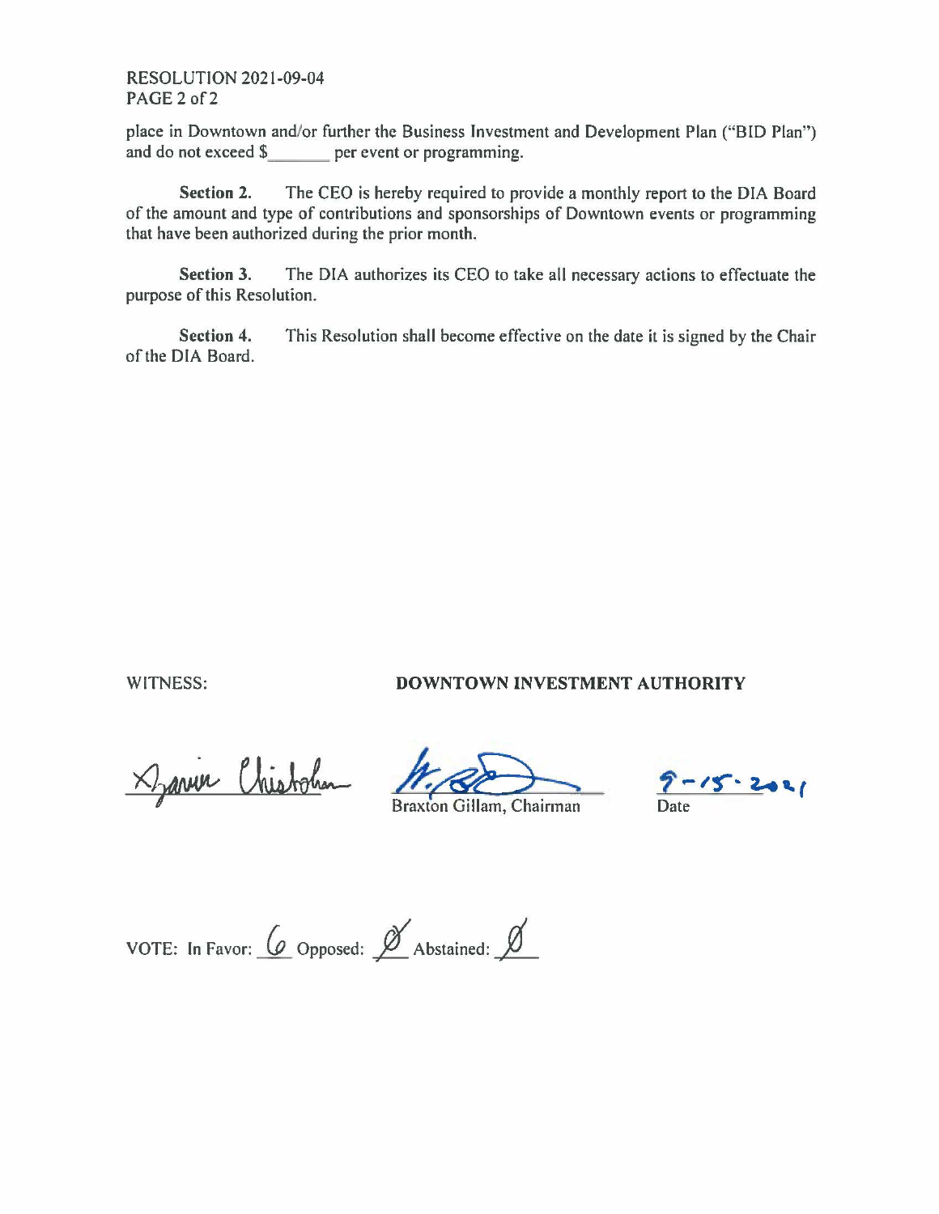place in Downtown and/or further the Business Investment and Development Plan ("BID Plan") and do not exceed $_______ per event or programming.

**Section 2.** The CEO is hereby required to provide a monthly report to the DIA Board of the amount and type of contributions and sponsorships of Downtown events or programming that have been authorized during the prior month.

**Section 3.** The DIA authorizes its CEO to take all necessary actions to effectuate the purpose of this Resolution.

**Section 4.** This Resolution shall become effective on the date it is signed by the Chair of the DIA Board.

WITNESS: **DOWNTOWN INVESTMENT AUTHORITY**

Xzavier Chisholm

Braxton Gillam, Chairman

9-15-2021
Date

VOTE: In Favor: 6 Opposed: Ø Abstained: Ø